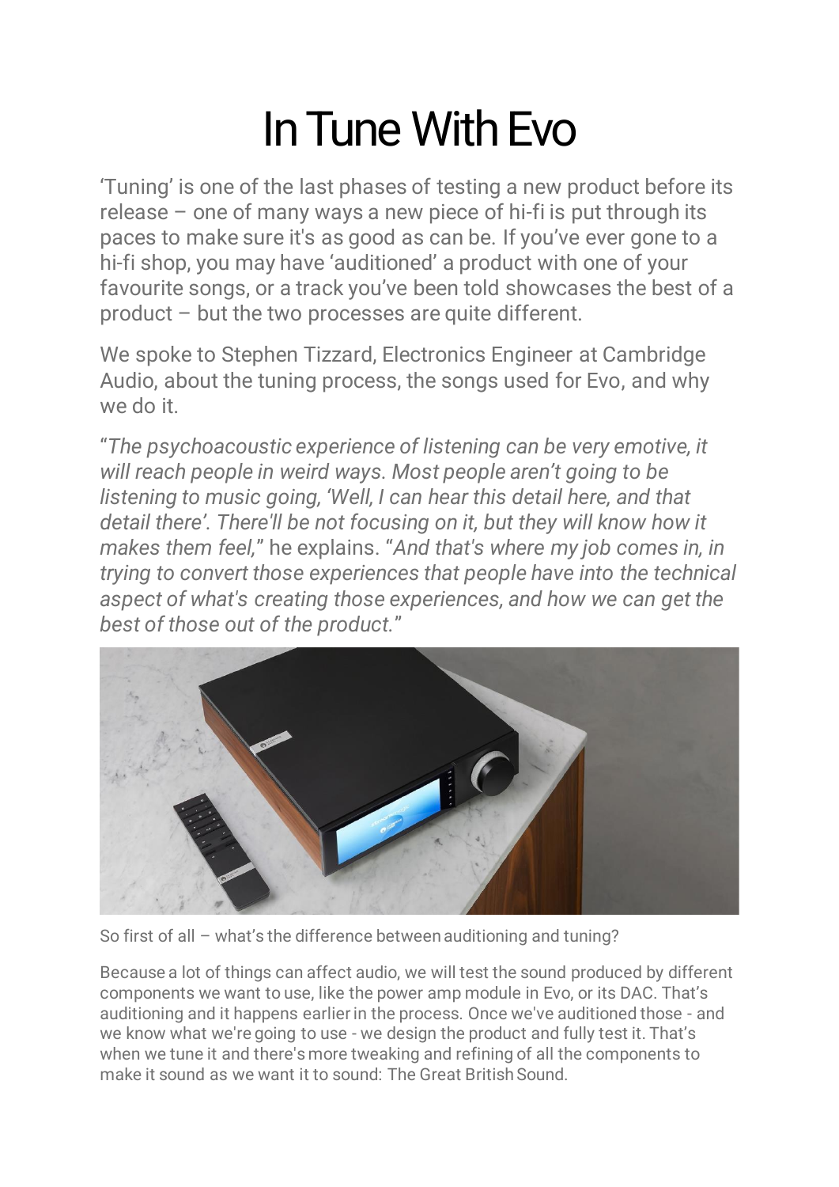# In Tune With Evo

'Tuning' is one of the last phases of testing a new product before its release – one of many ways a new piece of hi-fi is put through its paces to make sure it's as good as can be. If you've ever gone to a hi-fi shop, you may have 'auditioned' a product with one of your favourite songs, or a track you've been told showcases the best of a product – but the two processes are quite different.

We spoke to Stephen Tizzard, Electronics Engineer at Cambridge Audio, about the tuning process, the songs used for Evo, and why we do it.

"*The psychoacoustic experience of listening can be very emotive, it will reach people in weird ways. Most people aren't going to be listening to music going, 'Well, I can hear this detail here, and that detail there'. There'll be not focusing on it, but they will know how it makes them feel,*" he explains. "*And that's where my job comes in, in trying to convert those experiences that people have into the technical aspect of what's creating those experiences, and how we can get the best of those out of the product.*"

So first of all – what's the difference between auditioning and tuning?

Because a lot of things can affect audio, we will test the sound produced by different components we want to use, like the power amp module in Evo, or its DAC. That's auditioning and it happens earlier in the process. Once we've auditioned those - and we know what we're going to use - we design the product and fully test it. That's when we tune it and there's more tweaking and refining of all the components to make it sound as we want it to sound: The Great British Sound.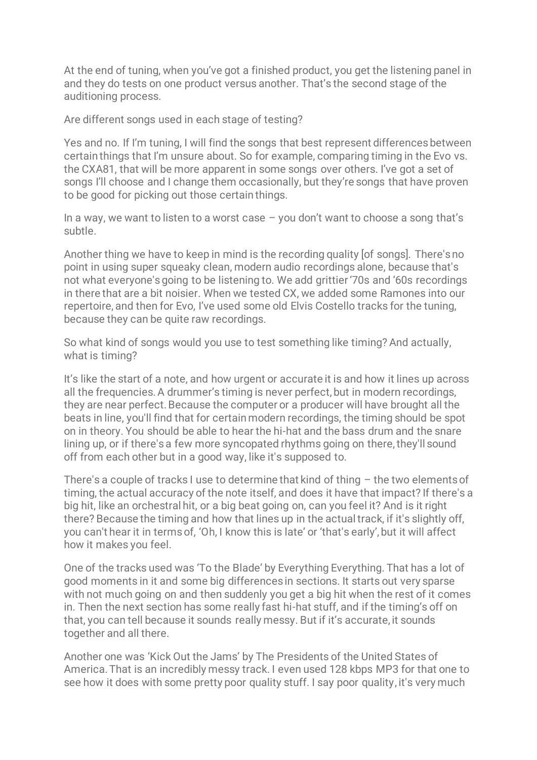At the end of tuning, when you've got a finished product, you get the listening panel in and they do tests on one product versus another. That's the second stage of the auditioning process.

Are different songs used in each stage of testing?

Yes and no. If I'm tuning, I will find the songs that best represent differences between certain things that I'm unsure about. So for example, comparing timing in the Evo vs. the CXA81, that will be more apparent in some songs over others. I've got a set of songs I'll choose and I change them occasionally, but they're songs that have proven to be good for picking out those certain things.

In a way, we want to listen to a worst case – you don't want to choose a song that's subtle.

Another thing we have to keep in mind is the recording quality [of songs]. There's no point in using super squeaky clean, modern audio recordings alone, because that's not what everyone's going to be listening to. We add grittier '70s and '60s recordings in there that are a bit noisier. When we tested CX, we added some Ramones into our repertoire, and then for Evo, I've used some old Elvis Costello tracks for the tuning, because they can be quite raw recordings.

So what kind of songs would you use to test something like timing? And actually, what is timing?

It's like the start of a note, and how urgent or accurate it is and how it lines up across all the frequencies. A drummer's timing is never perfect, but in modern recordings, they are near perfect. Because the computer or a producer will have brought all the beats in line, you'll find that for certain modern recordings, the timing should be spot on in theory. You should be able to hear the hi-hat and the bass drum and the snare lining up, or if there's a few more syncopated rhythms going on there, they'll sound off from each other but in a good way, like it's supposed to.

There's a couple of tracks I use to determine that kind of thing – the two elements of timing, the actual accuracy of the note itself, and does it have that impact? If there's a big hit, like an orchestral hit, or a big beat going on, can you feel it? And is it right there? Because the timing and how that lines up in the actual track, if it's slightly off, you can't hear it in terms of, 'Oh, I know this is late' or 'that's early', but it will affect how it makes you feel.

One of the tracks used was 'To the Blade' by Everything Everything. That has a lot of good moments in it and some big differences in sections. It starts out very sparse with not much going on and then suddenly you get a big hit when the rest of it comes in. Then the next section has some really fast hi-hat stuff, and if the timing's off on that, you can tell because it sounds really messy. But if it's accurate, it sounds together and all there.

Another one was 'Kick Out the Jams' by The Presidents of the United States of America. That is an incredibly messy track. I even used 128 kbps MP3 for that one to see how it does with some pretty poor quality stuff. I say poor quality, it's very much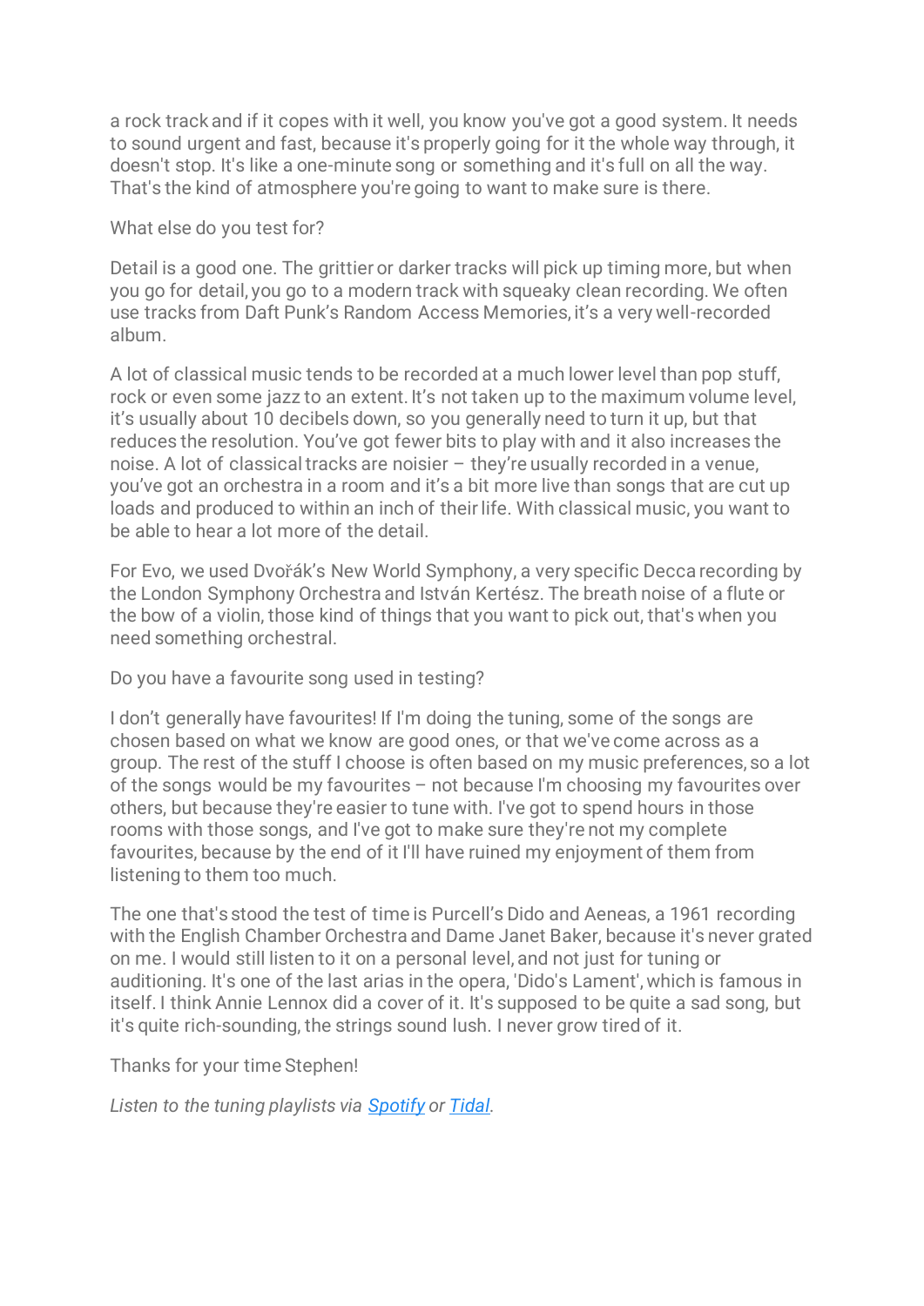a rock track and if it copes with it well, you know you've got a good system. It needs to sound urgent and fast, because it's properly going for it the whole way through, it doesn't stop. It's like a one-minute song or something and it's full on all the way. That's the kind of atmosphere you're going to want to make sure is there.

What else do you test for?

Detail is a good one. The grittier or darker tracks will pick up timing more, but when you go for detail, you go to a modern track with squeaky clean recording. We often use tracks from Daft Punk's Random Access Memories, it's a very well-recorded album.

A lot of classical music tends to be recorded at a much lower level than pop stuff, rock or even some jazz to an extent. It's not taken up to the maximum volume level, it's usually about 10 decibels down, so you generally need to turn it up, but that reduces the resolution. You've got fewer bits to play with and it also increases the noise. A lot of classical tracks are noisier – they're usually recorded in a venue, you've got an orchestra in a room and it's a bit more live than songs that are cut up loads and produced to within an inch of their life. With classical music, you want to be able to hear a lot more of the detail.

For Evo, we used Dvořák's New World Symphony, a very specific Decca recording by the London Symphony Orchestra and István Kertész. The breath noise of a flute or the bow of a violin, those kind of things that you want to pick out, that's when you need something orchestral.

Do you have a favourite song used in testing?

I don't generally have favourites! If I'm doing the tuning, some of the songs are chosen based on what we know are good ones, or that we've come across as a group. The rest of the stuff I choose is often based on my music preferences, so a lot of the songs would be my favourites – not because I'm choosing my favourites over others, but because they're easier to tune with. I've got to spend hours in those rooms with those songs, and I've got to make sure they're not my complete favourites, because by the end of it I'll have ruined my enjoyment of them from listening to them too much.

The one that's stood the test of time is Purcell's Dido and Aeneas, a 1961 recording with the English Chamber Orchestra and Dame Janet Baker, because it's never grated on me. I would still listen to it on a personal level, and not just for tuning or auditioning. It's one of the last arias in the opera, 'Dido's Lament', which is famous in itself. I think Annie Lennox did a cover of it. It's supposed to be quite a sad song, but it's quite rich-sounding, the strings sound lush. I never grow tired of it.

Thanks for your time Stephen!

*Listen to the tuning playlists via Spotify or Tidal.*